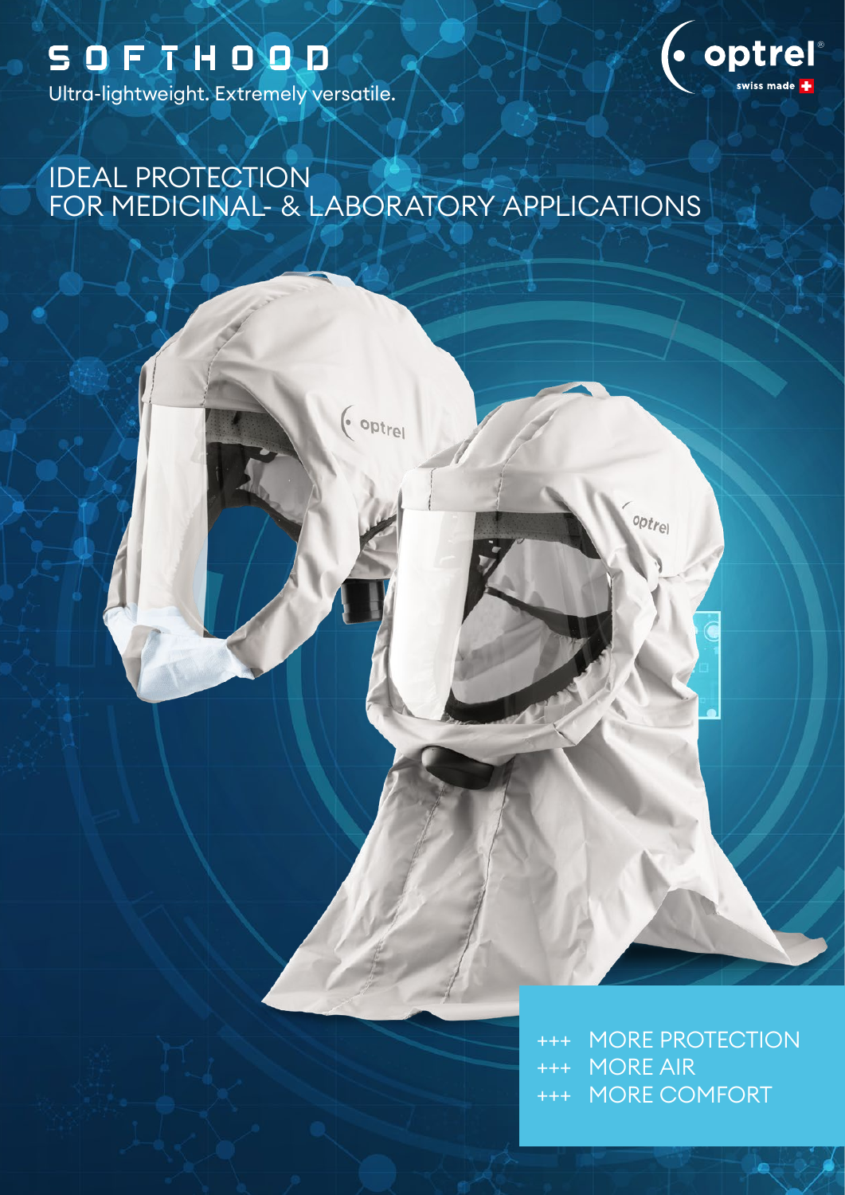# SOFTHOOD

Ultra-lightweight. Extremely versatile.

optrel swiss made

## IDEAL PROTECTION FOR MEDICINAL- & LABORATORY APPLICATIONS

+++ MORE PROTECTION
+++ MORE AIR
+++ MORE COMFORT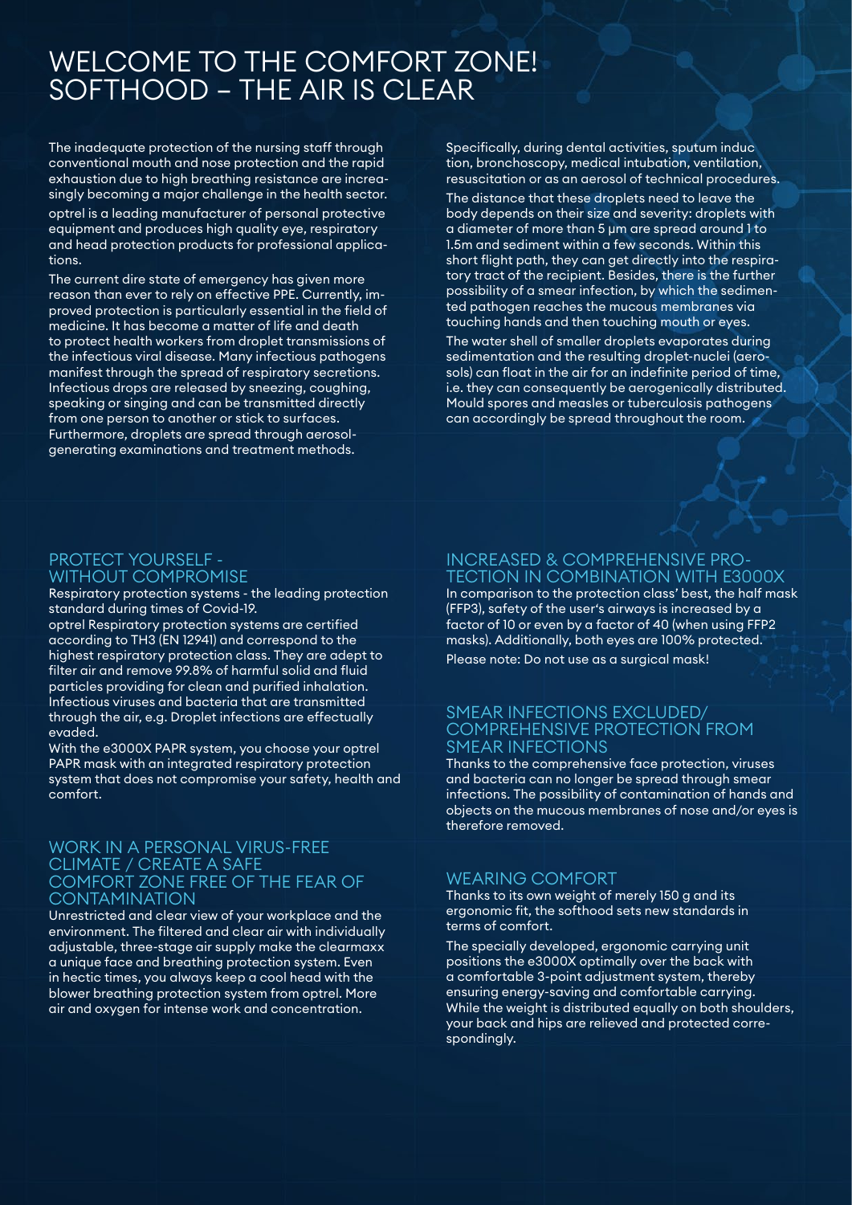# WELCOME TO THE COMFORT ZONE! SOFTHOOD – THE AIR IS CLEAR

The inadequate protection of the nursing staff through conventional mouth and nose protection and the rapid exhaustion due to high breathing resistance are increasingly becoming a major challenge in the health sector.

optrel is a leading manufacturer of personal protective equipment and produces high quality eye, respiratory and head protection products for professional applications.

The current dire state of emergency has given more reason than ever to rely on effective PPE. Currently, improved protection is particularly essential in the field of medicine. It has become a matter of life and death to protect health workers from droplet transmissions of the infectious viral disease. Many infectious pathogens manifest through the spread of respiratory secretions. Infectious drops are released by sneezing, coughing, speaking or singing and can be transmitted directly from one person to another or stick to surfaces. Furthermore, droplets are spread through aerosol-generating examinations and treatment methods.

Specifically, during dental activities, sputum induction, bronchoscopy, medical intubation, ventilation, resuscitation or as an aerosol of technical procedures.

The distance that these droplets need to leave the body depends on their size and severity: droplets with a diameter of more than 5 µm are spread around 1 to 1.5m and sediment within a few seconds. Within this short flight path, they can get directly into the respiratory tract of the recipient. Besides, there is the further possibility of a smear infection, by which the sedimented pathogen reaches the mucous membranes via touching hands and then touching mouth or eyes.

The water shell of smaller droplets evaporates during sedimentation and the resulting droplet-nuclei (aerosols) can float in the air for an indefinite period of time, i.e. they can consequently be aerogenically distributed. Mould spores and measles or tuberculosis pathogens can accordingly be spread throughout the room.

## PROTECT YOURSELF - WITHOUT COMPROMISE

Respiratory protection systems - the leading protection standard during times of Covid-19.

optrel Respiratory protection systems are certified according to TH3 (EN 12941) and correspond to the highest respiratory protection class. They are adept to filter air and remove 99.8% of harmful solid and fluid particles providing for clean and purified inhalation. Infectious viruses and bacteria that are transmitted through the air, e.g. Droplet infections are effectually evaded.

With the e3000X PAPR system, you choose your optrel PAPR mask with an integrated respiratory protection system that does not compromise your safety, health and comfort.

## WORK IN A PERSONAL VIRUS-FREE CLIMATE / CREATE A SAFE COMFORT ZONE FREE OF THE FEAR OF CONTAMINATION

Unrestricted and clear view of your workplace and the environment. The filtered and clear air with individually adjustable, three-stage air supply make the clearmaxx a unique face and breathing protection system. Even in hectic times, you always keep a cool head with the blower breathing protection system from optrel. More air and oxygen for intense work and concentration.

## INCREASED & COMPREHENSIVE PROTECTION IN COMBINATION WITH E3000X

In comparison to the protection class' best, the half mask (FFP3), safety of the user's airways is increased by a factor of 10 or even by a factor of 40 (when using FFP2 masks). Additionally, both eyes are 100% protected.

Please note: Do not use as a surgical mask!

## SMEAR INFECTIONS EXCLUDED/ COMPREHENSIVE PROTECTION FROM SMEAR INFECTIONS

Thanks to the comprehensive face protection, viruses and bacteria can no longer be spread through smear infections. The possibility of contamination of hands and objects on the mucous membranes of nose and/or eyes is therefore removed.

## WEARING COMFORT

Thanks to its own weight of merely 150 g and its ergonomic fit, the softhood sets new standards in terms of comfort.

The specially developed, ergonomic carrying unit positions the e3000X optimally over the back with a comfortable 3-point adjustment system, thereby ensuring energy-saving and comfortable carrying. While the weight is distributed equally on both shoulders, your back and hips are relieved and protected correspondingly.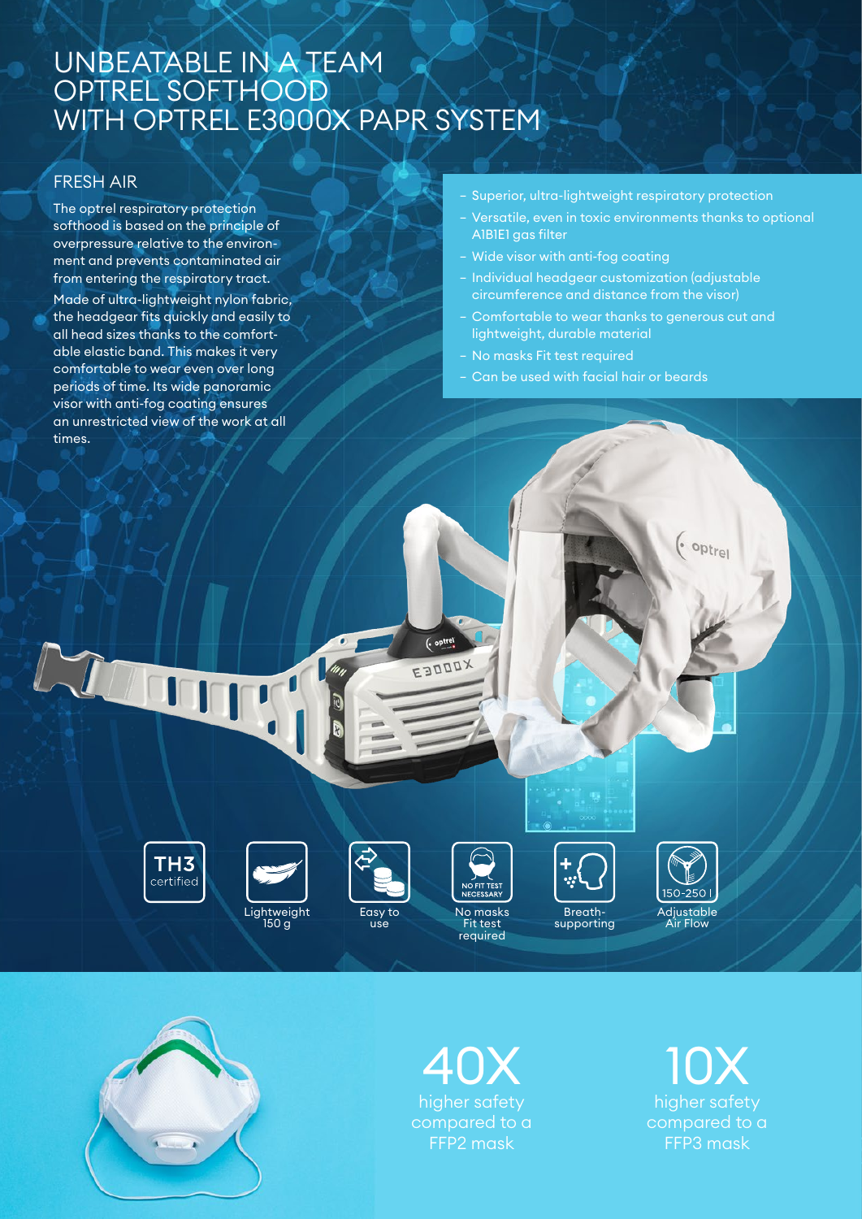# UNBEATABLE IN A TEAM OPTREL SOFTHOOD WITH OPTREL E3000X PAPR SYSTEM

## FRESH AIR

The optrel respiratory protection softhood is based on the principle of overpressure relative to the environment and prevents contaminated air from entering the respiratory tract.

Made of ultra-lightweight nylon fabric, the headgear fits quickly and easily to all head sizes thanks to the comfortable elastic band. This makes it very comfortable to wear even over long periods of time. Its wide panoramic visor with anti-fog coating ensures an unrestricted view of the work at all times.

- Superior, ultra-lightweight respiratory protection
- Versatile, even in toxic environments thanks to optional A1B1E1 gas filter
- Wide visor with anti-fog coating
- Individual headgear customization (adjustable circumference and distance from the visor)
- Comfortable to wear thanks to generous cut and lightweight, durable material
- No masks Fit test required
- Can be used with facial hair or beards

TH3 certified

Lightweight 150 g

Easy to use

NO FIT TEST NECESSARY — No masks Fit test required

Breath-supporting

150-250 l — Adjustable Air Flow

**40X** higher safety compared to a FFP2 mask

**10X** higher safety compared to a FFP3 mask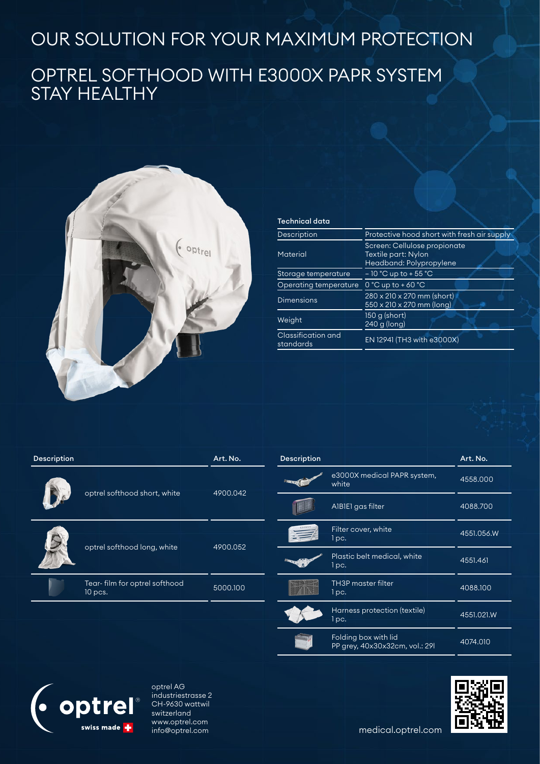# OUR SOLUTION FOR YOUR MAXIMUM PROTECTION

## OPTREL SOFTHOOD WITH E3000X PAPR SYSTEM STAY HEALTHY

**Technical data**

| | |
|---|---|
| Description | Protective hood short with fresh air supply |
| Material | Screen: Cellulose propionate<br>Textile part: Nylon<br>Headband: Polypropylene |
| Storage temperature | – 10 °C up to + 55 °C |
| Operating temperature | 0 °C up to + 60 °C |
| Dimensions | 280 x 210 x 270 mm (short)<br>550 x 210 x 270 mm (long) |
| Weight | 150 g (short)<br>240 g (long) |
| Classification and standards | EN 12941 (TH3 with e3000X) |

| Description | Art. No. |
|---|---|
| optrel softhood short, white | 4900.042 |
| optrel softhood long, white | 4900.052 |
| Tear- film for optrel softhood<br>10 pcs. | 5000.100 |

| Description | Art. No. |
|---|---|
| e3000X medical PAPR system, white | 4558.000 |
| A1B1E1 gas filter | 4088.700 |
| Filter cover, white<br>1 pc. | 4551.056.W |
| Plastic belt medical, white<br>1 pc. | 4551.461 |
| TH3P master filter<br>1 pc. | 4088.100 |
| Harness protection (textile)<br>1 pc. | 4551.021.W |
| Folding box with lid<br>PP grey, 40x30x32cm, vol.: 29l | 4074.010 |

optrel swiss made

optrel AG
industriestrasse 2
CH-9630 wattwil
switzerland
www.optrel.com
info@optrel.com

medical.optrel.com